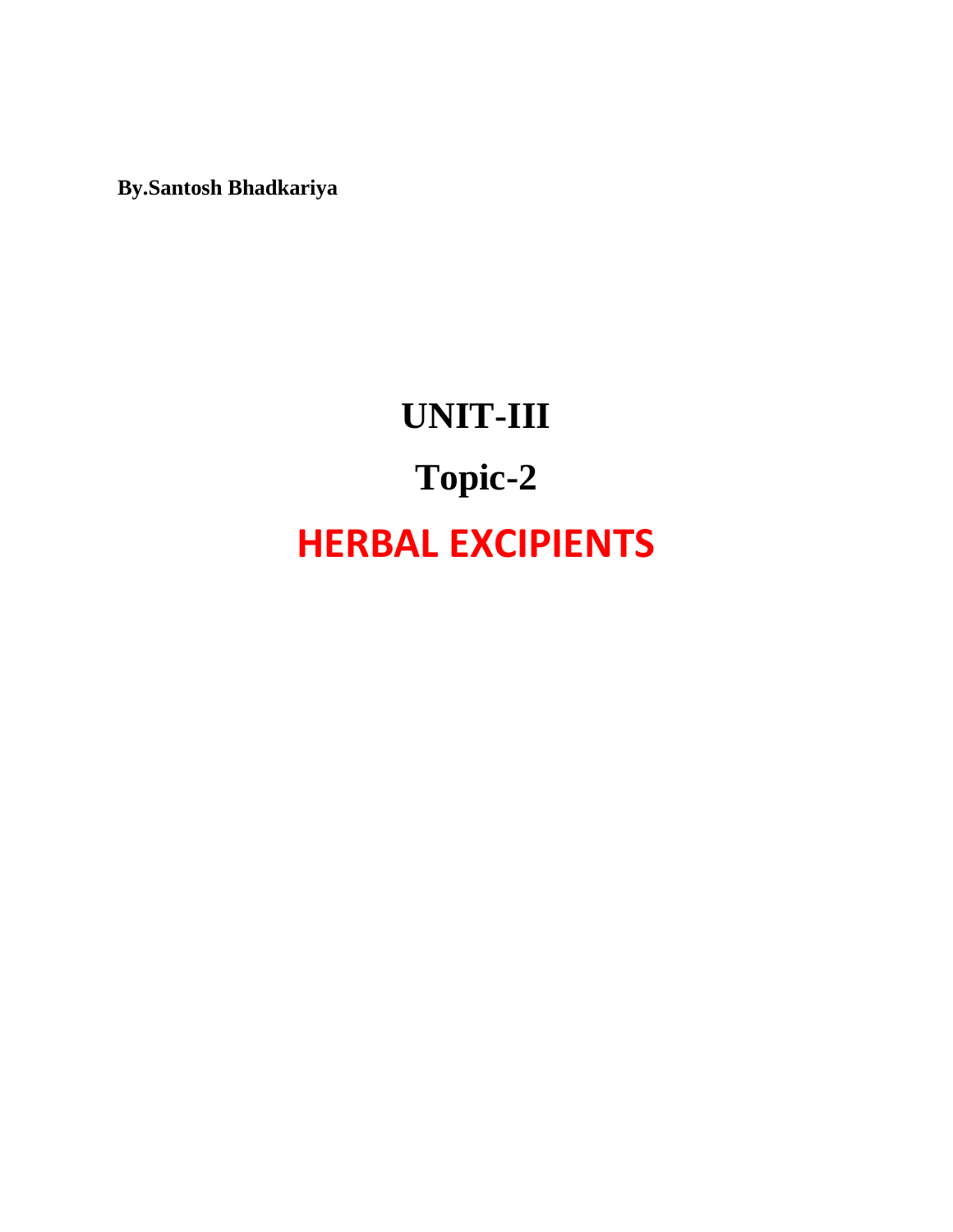**By.Santosh Bhadkariya**

# UNIT-III

## Topic-2

## HERBAL EXCIPIENTS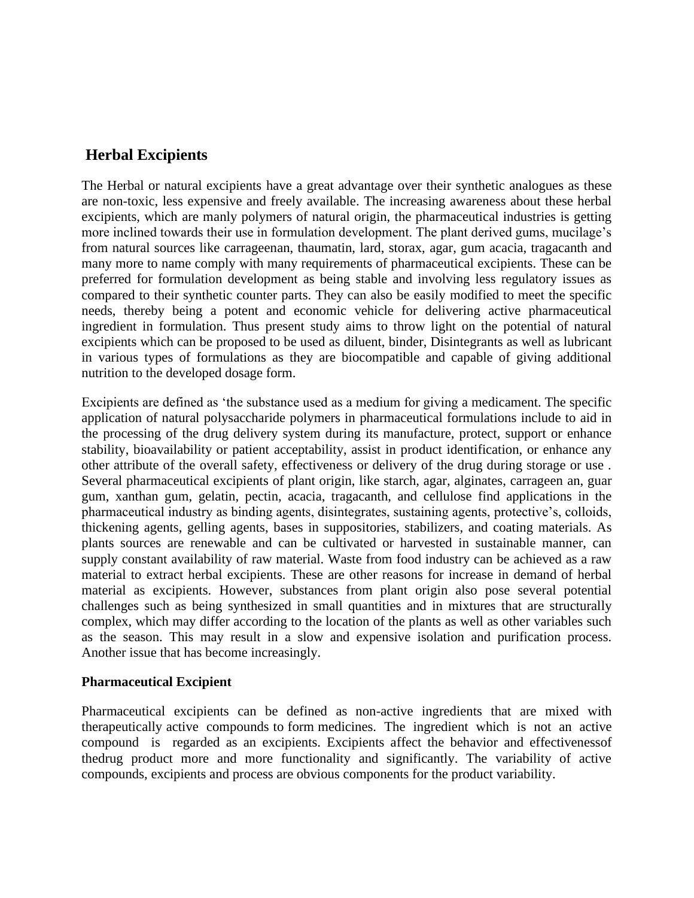## Herbal Excipients

The Herbal or natural excipients have a great advantage over their synthetic analogues as these are non-toxic, less expensive and freely available. The increasing awareness about these herbal excipients, which are manly polymers of natural origin, the pharmaceutical industries is getting more inclined towards their use in formulation development. The plant derived gums, mucilage's from natural sources like carrageenan, thaumatin, lard, storax, agar, gum acacia, tragacanth and many more to name comply with many requirements of pharmaceutical excipients. These can be preferred for formulation development as being stable and involving less regulatory issues as compared to their synthetic counter parts. They can also be easily modified to meet the specific needs, thereby being a potent and economic vehicle for delivering active pharmaceutical ingredient in formulation. Thus present study aims to throw light on the potential of natural excipients which can be proposed to be used as diluent, binder, Disintegrants as well as lubricant in various types of formulations as they are biocompatible and capable of giving additional nutrition to the developed dosage form.

Excipients are defined as 'the substance used as a medium for giving a medicament. The specific application of natural polysaccharide polymers in pharmaceutical formulations include to aid in the processing of the drug delivery system during its manufacture, protect, support or enhance stability, bioavailability or patient acceptability, assist in product identification, or enhance any other attribute of the overall safety, effectiveness or delivery of the drug during storage or use . Several pharmaceutical excipients of plant origin, like starch, agar, alginates, carrageen an, guar gum, xanthan gum, gelatin, pectin, acacia, tragacanth, and cellulose find applications in the pharmaceutical industry as binding agents, disintegrates, sustaining agents, protective's, colloids, thickening agents, gelling agents, bases in suppositories, stabilizers, and coating materials. As plants sources are renewable and can be cultivated or harvested in sustainable manner, can supply constant availability of raw material. Waste from food industry can be achieved as a raw material to extract herbal excipients. These are other reasons for increase in demand of herbal material as excipients. However, substances from plant origin also pose several potential challenges such as being synthesized in small quantities and in mixtures that are structurally complex, which may differ according to the location of the plants as well as other variables such as the season. This may result in a slow and expensive isolation and purification process. Another issue that has become increasingly.

**Pharmaceutical Excipient**

Pharmaceutical excipients can be defined as non-active ingredients that are mixed with therapeutically active compounds to form medicines. The ingredient which is not an active compound is regarded as an excipients. Excipients affect the behavior and effectivenessof thedrug product more and more functionality and significantly. The variability of active compounds, excipients and process are obvious components for the product variability.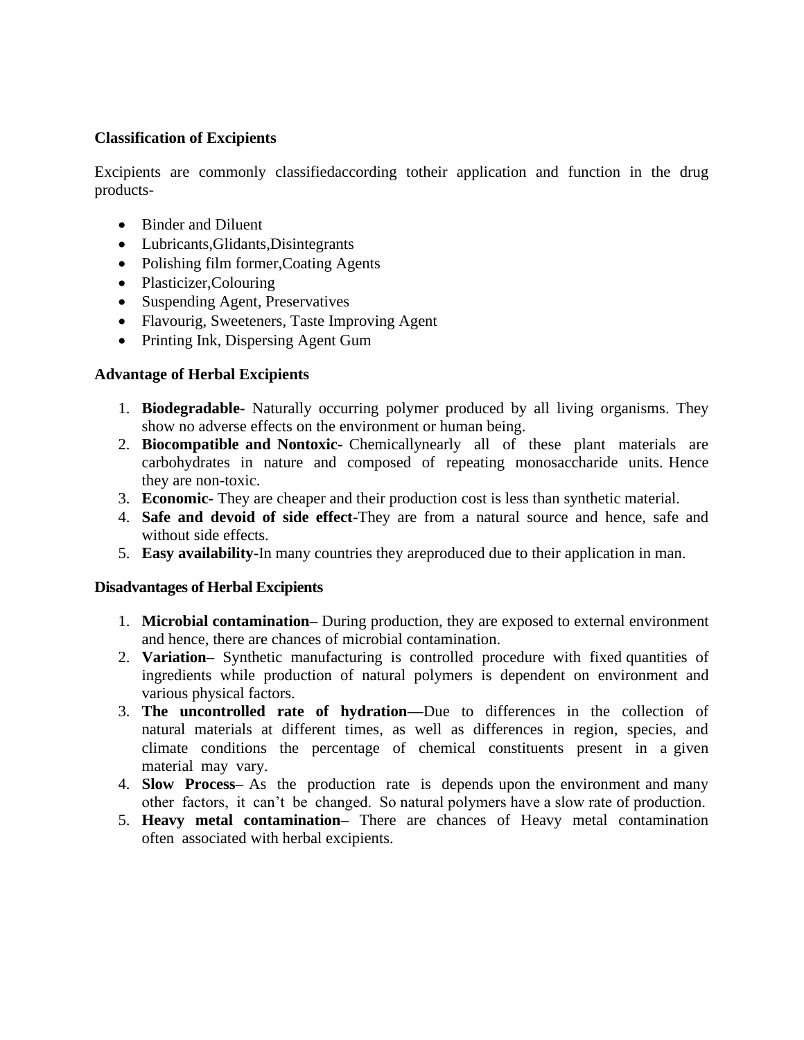**Classification of Excipients**

Excipients are commonly classifiedaccording totheir application and function in the drug products-

- Binder and Diluent
- Lubricants,Glidants,Disintegrants
- Polishing film former,Coating Agents
- Plasticizer,Colouring
- Suspending Agent, Preservatives
- Flavourig, Sweeteners, Taste Improving Agent
- Printing Ink, Dispersing Agent Gum

**Advantage of Herbal Excipients**

1. **Biodegradable-** Naturally occurring polymer produced by all living organisms. They show no adverse effects on the environment or human being.
2. **Biocompatible and Nontoxic-** Chemicallynearly all of these plant materials are carbohydrates in nature and composed of repeating monosaccharide units. Hence they are non-toxic.
3. **Economic-** They are cheaper and their production cost is less than synthetic material.
4. **Safe and devoid of side effect-**They are from a natural source and hence, safe and without side effects.
5. **Easy availability-**In many countries they areproduced due to their application in man.

**Disadvantages of Herbal Excipients**

1. **Microbial contamination–** During production, they are exposed to external environment and hence, there are chances of microbial contamination.
2. **Variation–** Synthetic manufacturing is controlled procedure with fixed quantities of ingredients while production of natural polymers is dependent on environment and various physical factors.
3. **The uncontrolled rate of hydration—**Due to differences in the collection of natural materials at different times, as well as differences in region, species, and climate conditions the percentage of chemical constituents present in a given material may vary.
4. **Slow Process–** As the production rate is depends upon the environment and many other factors, it can't be changed. So natural polymers have a slow rate of production.
5. **Heavy metal contamination–** There are chances of Heavy metal contamination often associated with herbal excipients.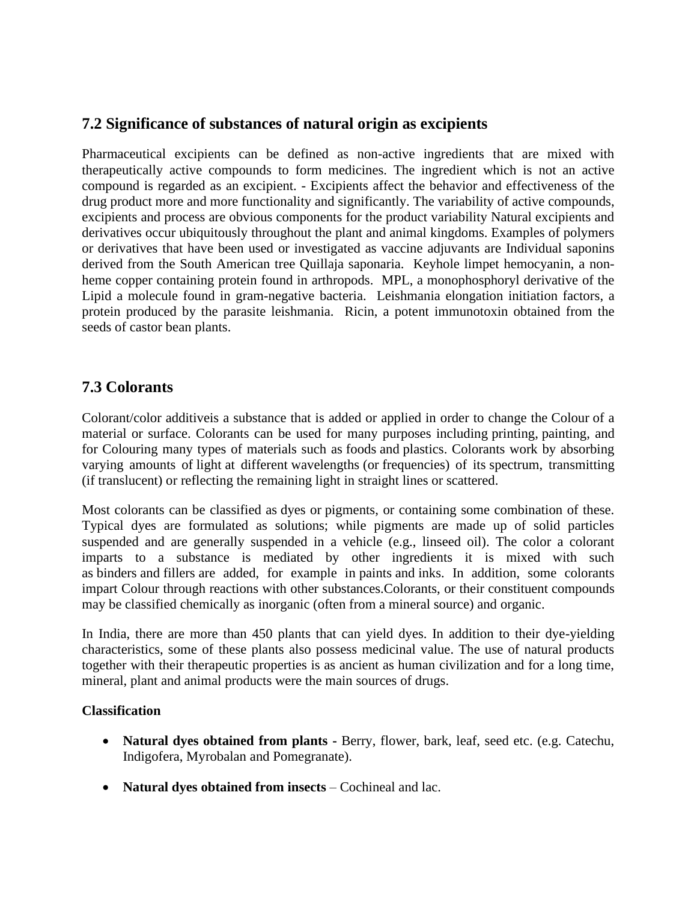## 7.2 Significance of substances of natural origin as excipients

Pharmaceutical excipients can be defined as non-active ingredients that are mixed with therapeutically active compounds to form medicines. The ingredient which is not an active compound is regarded as an excipient. - Excipients affect the behavior and effectiveness of the drug product more and more functionality and significantly. The variability of active compounds, excipients and process are obvious components for the product variability Natural excipients and derivatives occur ubiquitously throughout the plant and animal kingdoms. Examples of polymers or derivatives that have been used or investigated as vaccine adjuvants are Individual saponins derived from the South American tree Quillaja saponaria. Keyhole limpet hemocyanin, a non-heme copper containing protein found in arthropods. MPL, a monophosphoryl derivative of the Lipid a molecule found in gram-negative bacteria. Leishmania elongation initiation factors, a protein produced by the parasite leishmania. Ricin, a potent immunotoxin obtained from the seeds of castor bean plants.

## 7.3 Colorants

Colorant/color additiveis a substance that is added or applied in order to change the Colour of a material or surface. Colorants can be used for many purposes including printing, painting, and for Colouring many types of materials such as foods and plastics. Colorants work by absorbing varying amounts of light at different wavelengths (or frequencies) of its spectrum, transmitting (if translucent) or reflecting the remaining light in straight lines or scattered.

Most colorants can be classified as dyes or pigments, or containing some combination of these. Typical dyes are formulated as solutions; while pigments are made up of solid particles suspended and are generally suspended in a vehicle (e.g., linseed oil). The color a colorant imparts to a substance is mediated by other ingredients it is mixed with such as binders and fillers are added, for example in paints and inks. In addition, some colorants impart Colour through reactions with other substances.Colorants, or their constituent compounds may be classified chemically as inorganic (often from a mineral source) and organic.

In India, there are more than 450 plants that can yield dyes. In addition to their dye-yielding characteristics, some of these plants also possess medicinal value. The use of natural products together with their therapeutic properties is as ancient as human civilization and for a long time, mineral, plant and animal products were the main sources of drugs.

**Classification**

- **Natural dyes obtained from plants** - Berry, flower, bark, leaf, seed etc. (e.g. Catechu, Indigofera, Myrobalan and Pomegranate).
- **Natural dyes obtained from insects** – Cochineal and lac.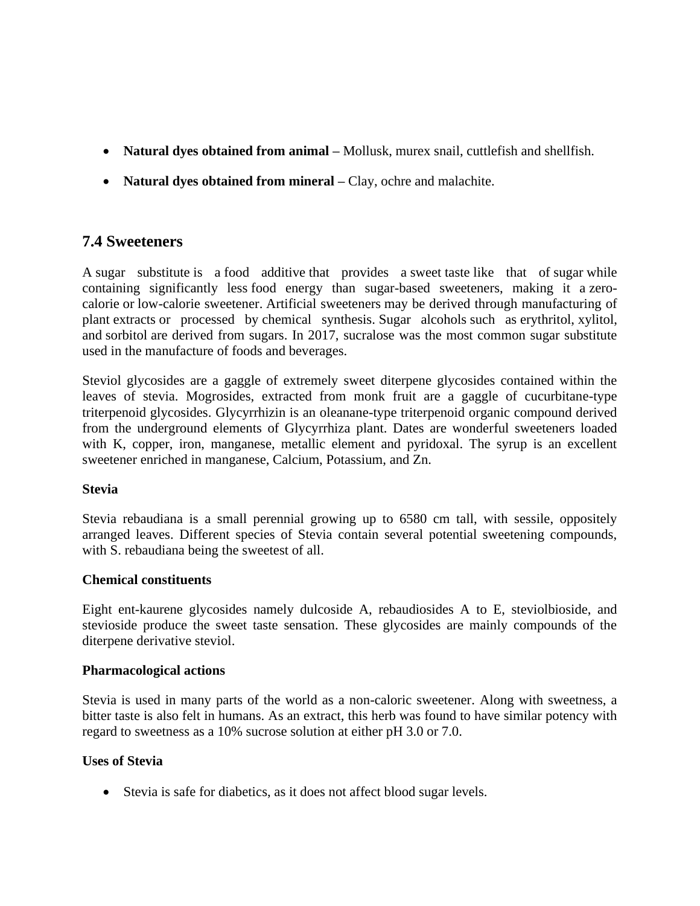- **Natural dyes obtained from animal –** Mollusk, murex snail, cuttlefish and shellfish.
- **Natural dyes obtained from mineral –** Clay, ochre and malachite.

## 7.4 Sweeteners

A sugar substitute is a food additive that provides a sweet taste like that of sugar while containing significantly less food energy than sugar-based sweeteners, making it a zero-calorie or low-calorie sweetener. Artificial sweeteners may be derived through manufacturing of plant extracts or processed by chemical synthesis. Sugar alcohols such as erythritol, xylitol, and sorbitol are derived from sugars. In 2017, sucralose was the most common sugar substitute used in the manufacture of foods and beverages.

Steviol glycosides are a gaggle of extremely sweet diterpene glycosides contained within the leaves of stevia. Mogrosides, extracted from monk fruit are a gaggle of cucurbitane-type triterpenoid glycosides. Glycyrrhizin is an oleanane-type triterpenoid organic compound derived from the underground elements of Glycyrrhiza plant. Dates are wonderful sweeteners loaded with K, copper, iron, manganese, metallic element and pyridoxal. The syrup is an excellent sweetener enriched in manganese, Calcium, Potassium, and Zn.

**Stevia**

Stevia rebaudiana is a small perennial growing up to 6580 cm tall, with sessile, oppositely arranged leaves. Different species of Stevia contain several potential sweetening compounds, with S. rebaudiana being the sweetest of all.

**Chemical constituents**

Eight ent-kaurene glycosides namely dulcoside A, rebaudiosides A to E, steviolbioside, and stevioside produce the sweet taste sensation. These glycosides are mainly compounds of the diterpene derivative steviol.

**Pharmacological actions**

Stevia is used in many parts of the world as a non-caloric sweetener. Along with sweetness, a bitter taste is also felt in humans. As an extract, this herb was found to have similar potency with regard to sweetness as a 10% sucrose solution at either pH 3.0 or 7.0.

**Uses of Stevia**

- Stevia is safe for diabetics, as it does not affect blood sugar levels.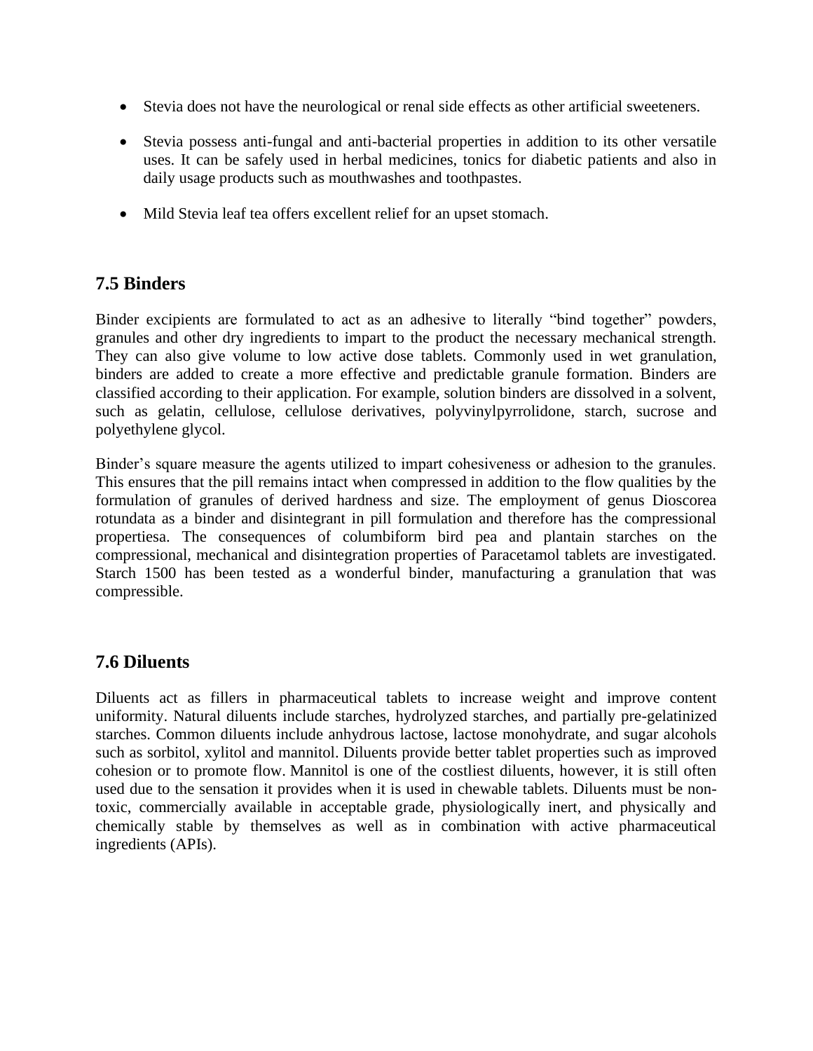- Stevia does not have the neurological or renal side effects as other artificial sweeteners.
- Stevia possess anti-fungal and anti-bacterial properties in addition to its other versatile uses. It can be safely used in herbal medicines, tonics for diabetic patients and also in daily usage products such as mouthwashes and toothpastes.
- Mild Stevia leaf tea offers excellent relief for an upset stomach.

## 7.5 Binders

Binder excipients are formulated to act as an adhesive to literally "bind together" powders, granules and other dry ingredients to impart to the product the necessary mechanical strength. They can also give volume to low active dose tablets. Commonly used in wet granulation, binders are added to create a more effective and predictable granule formation. Binders are classified according to their application. For example, solution binders are dissolved in a solvent, such as gelatin, cellulose, cellulose derivatives, polyvinylpyrrolidone, starch, sucrose and polyethylene glycol.

Binder's square measure the agents utilized to impart cohesiveness or adhesion to the granules. This ensures that the pill remains intact when compressed in addition to the flow qualities by the formulation of granules of derived hardness and size. The employment of genus Dioscorea rotundata as a binder and disintegrant in pill formulation and therefore has the compressional propertiesa. The consequences of columbiform bird pea and plantain starches on the compressional, mechanical and disintegration properties of Paracetamol tablets are investigated. Starch 1500 has been tested as a wonderful binder, manufacturing a granulation that was compressible.

## 7.6 Diluents

Diluents act as fillers in pharmaceutical tablets to increase weight and improve content uniformity. Natural diluents include starches, hydrolyzed starches, and partially pre-gelatinized starches. Common diluents include anhydrous lactose, lactose monohydrate, and sugar alcohols such as sorbitol, xylitol and mannitol. Diluents provide better tablet properties such as improved cohesion or to promote flow. Mannitol is one of the costliest diluents, however, it is still often used due to the sensation it provides when it is used in chewable tablets. Diluents must be non-toxic, commercially available in acceptable grade, physiologically inert, and physically and chemically stable by themselves as well as in combination with active pharmaceutical ingredients (APIs).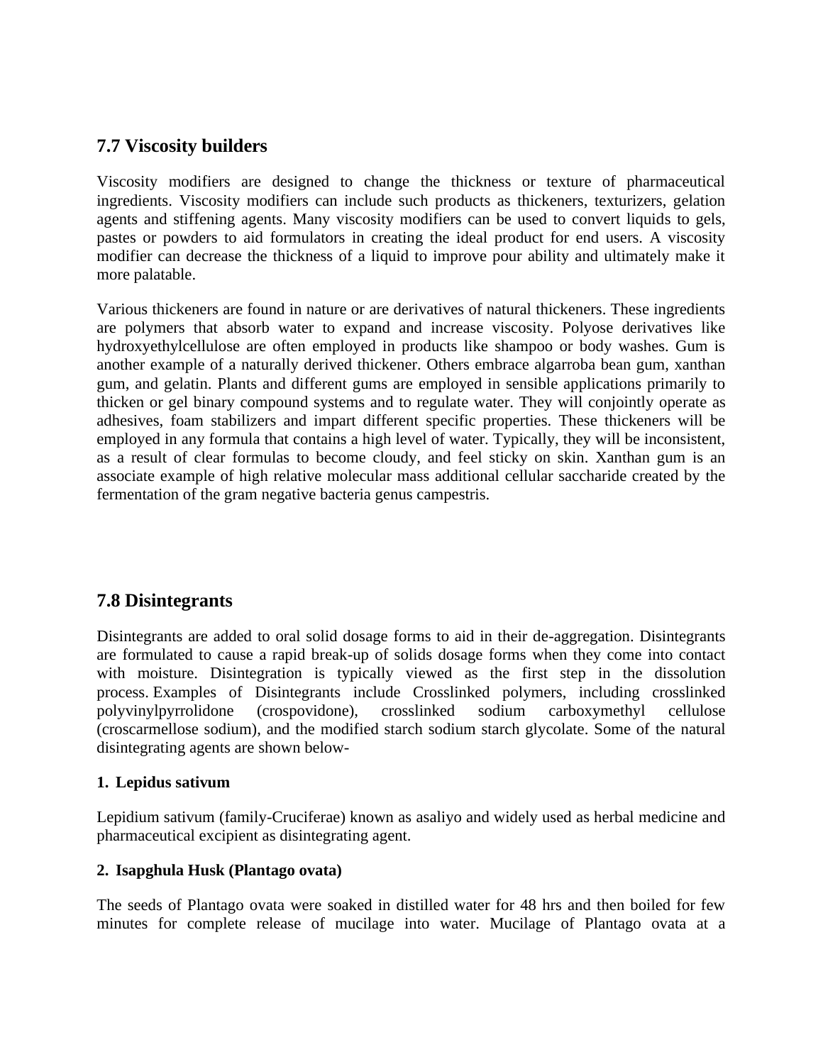## 7.7 Viscosity builders

Viscosity modifiers are designed to change the thickness or texture of pharmaceutical ingredients. Viscosity modifiers can include such products as thickeners, texturizers, gelation agents and stiffening agents. Many viscosity modifiers can be used to convert liquids to gels, pastes or powders to aid formulators in creating the ideal product for end users. A viscosity modifier can decrease the thickness of a liquid to improve pour ability and ultimately make it more palatable.

Various thickeners are found in nature or are derivatives of natural thickeners. These ingredients are polymers that absorb water to expand and increase viscosity. Polyose derivatives like hydroxyethylcellulose are often employed in products like shampoo or body washes. Gum is another example of a naturally derived thickener. Others embrace algarroba bean gum, xanthan gum, and gelatin. Plants and different gums are employed in sensible applications primarily to thicken or gel binary compound systems and to regulate water. They will conjointly operate as adhesives, foam stabilizers and impart different specific properties. These thickeners will be employed in any formula that contains a high level of water. Typically, they will be inconsistent, as a result of clear formulas to become cloudy, and feel sticky on skin. Xanthan gum is an associate example of high relative molecular mass additional cellular saccharide created by the fermentation of the gram negative bacteria genus campestris.

## 7.8 Disintegrants

Disintegrants are added to oral solid dosage forms to aid in their de-aggregation. Disintegrants are formulated to cause a rapid break-up of solids dosage forms when they come into contact with moisture. Disintegration is typically viewed as the first step in the dissolution process. Examples of Disintegrants include Crosslinked polymers, including crosslinked polyvinylpyrrolidone (crospovidone), crosslinked sodium carboxymethyl cellulose (croscarmellose sodium), and the modified starch sodium starch glycolate. Some of the natural disintegrating agents are shown below-

**1. Lepidus sativum**

Lepidium sativum (family-Cruciferae) known as asaliyo and widely used as herbal medicine and pharmaceutical excipient as disintegrating agent.

**2. Isapghula Husk (Plantago ovata)**

The seeds of Plantago ovata were soaked in distilled water for 48 hrs and then boiled for few minutes for complete release of mucilage into water. Mucilage of Plantago ovata at a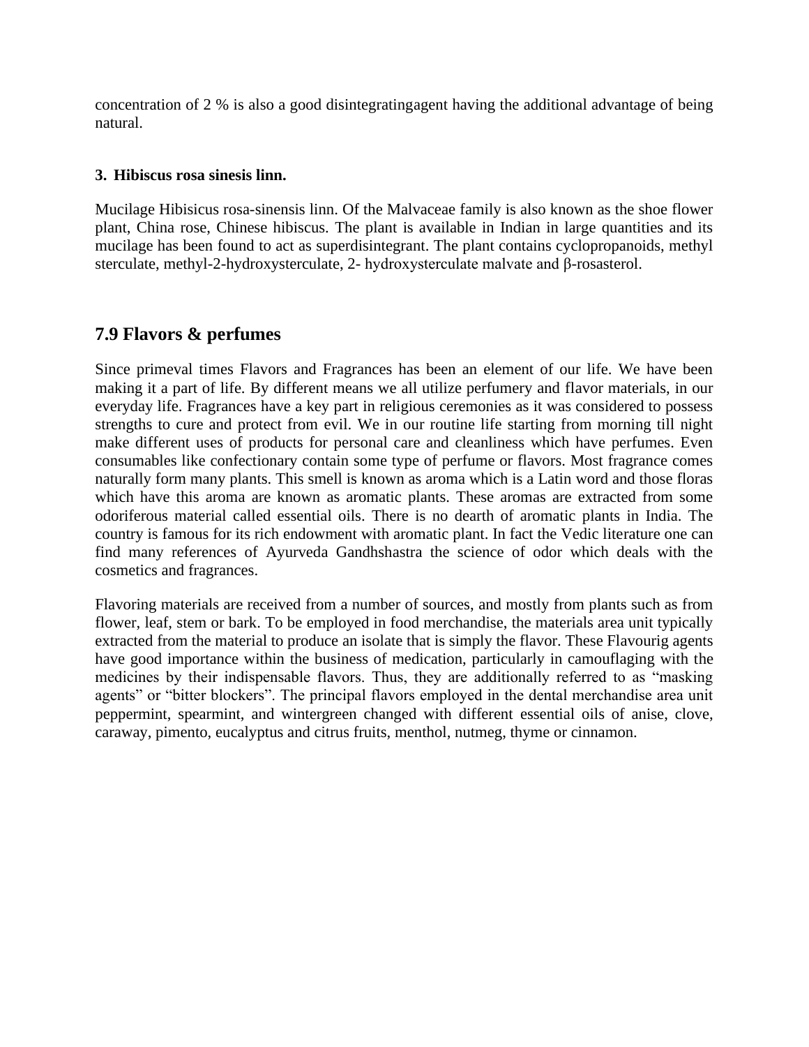concentration of 2 % is also a good disintegratingagent having the additional advantage of being natural.

**3. Hibiscus rosa sinesis linn.**

Mucilage Hibisicus rosa-sinensis linn. Of the Malvaceae family is also known as the shoe flower plant, China rose, Chinese hibiscus. The plant is available in Indian in large quantities and its mucilage has been found to act as superdisintegrant. The plant contains cyclopropanoids, methyl sterculate, methyl-2-hydroxysterculate, 2- hydroxysterculate malvate and β-rosasterol.

## 7.9 Flavors & perfumes

Since primeval times Flavors and Fragrances has been an element of our life. We have been making it a part of life. By different means we all utilize perfumery and flavor materials, in our everyday life. Fragrances have a key part in religious ceremonies as it was considered to possess strengths to cure and protect from evil. We in our routine life starting from morning till night make different uses of products for personal care and cleanliness which have perfumes. Even consumables like confectionary contain some type of perfume or flavors. Most fragrance comes naturally form many plants. This smell is known as aroma which is a Latin word and those floras which have this aroma are known as aromatic plants. These aromas are extracted from some odoriferous material called essential oils. There is no dearth of aromatic plants in India. The country is famous for its rich endowment with aromatic plant. In fact the Vedic literature one can find many references of Ayurveda Gandhshastra the science of odor which deals with the cosmetics and fragrances.

Flavoring materials are received from a number of sources, and mostly from plants such as from flower, leaf, stem or bark. To be employed in food merchandise, the materials area unit typically extracted from the material to produce an isolate that is simply the flavor. These Flavourig agents have good importance within the business of medication, particularly in camouflaging with the medicines by their indispensable flavors. Thus, they are additionally referred to as "masking agents" or "bitter blockers". The principal flavors employed in the dental merchandise area unit peppermint, spearmint, and wintergreen changed with different essential oils of anise, clove, caraway, pimento, eucalyptus and citrus fruits, menthol, nutmeg, thyme or cinnamon.